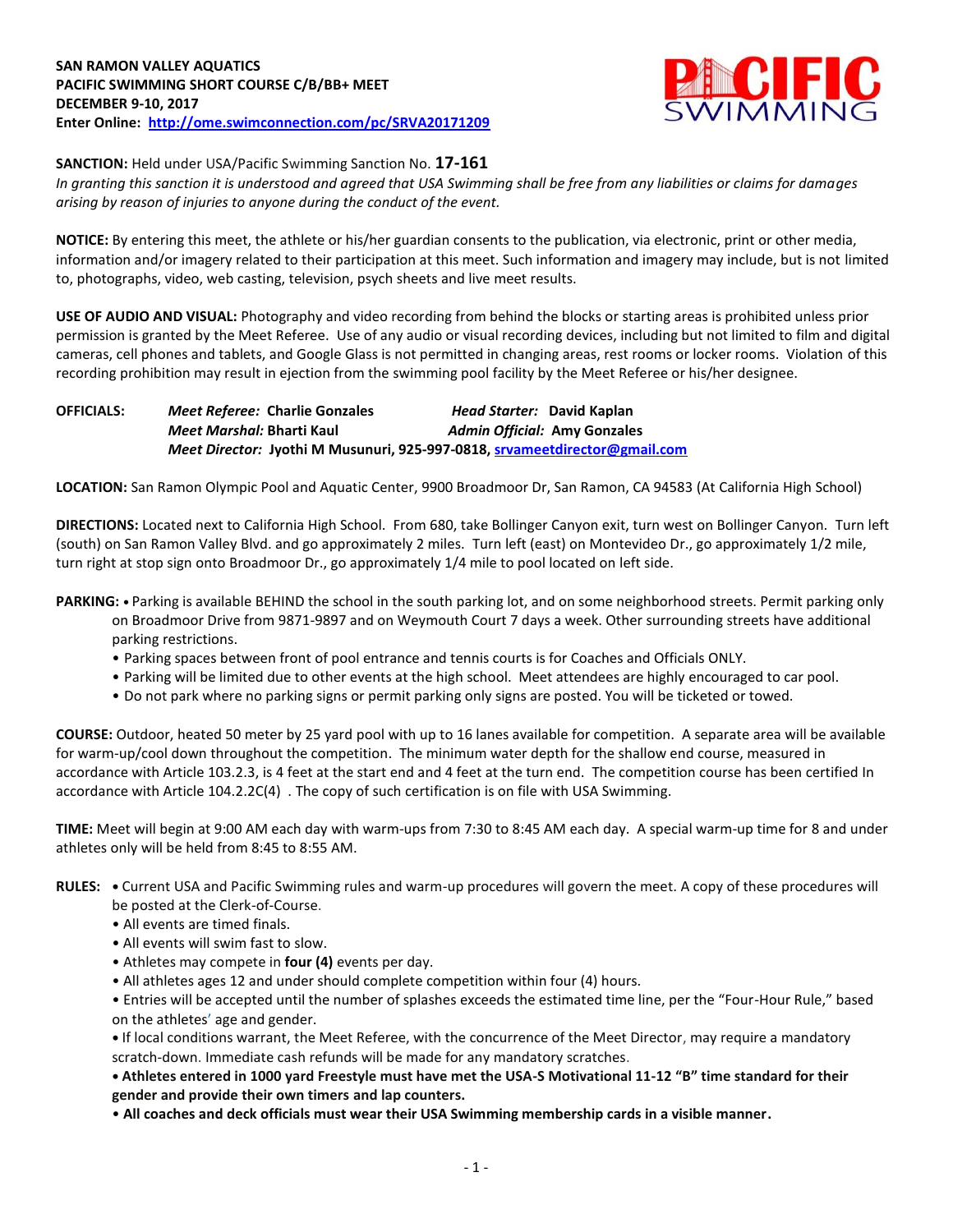**SAN RAMON VALLEY AQUATICS**
**PACIFIC SWIMMING SHORT COURSE C/B/BB+ MEET**
**DECEMBER 9-10, 2017**
**Enter Online: http://ome.swimconnection.com/pc/SRVA20171209**

**SANCTION:** Held under USA/Pacific Swimming Sanction No. **17-161**
*In granting this sanction it is understood and agreed that USA Swimming shall be free from any liabilities or claims for damages arising by reason of injuries to anyone during the conduct of the event.*

**NOTICE:** By entering this meet, the athlete or his/her guardian consents to the publication, via electronic, print or other media, information and/or imagery related to their participation at this meet. Such information and imagery may include, but is not limited to, photographs, video, web casting, television, psych sheets and live meet results.

**USE OF AUDIO AND VISUAL:** Photography and video recording from behind the blocks or starting areas is prohibited unless prior permission is granted by the Meet Referee. Use of any audio or visual recording devices, including but not limited to film and digital cameras, cell phones and tablets, and Google Glass is not permitted in changing areas, rest rooms or locker rooms. Violation of this recording prohibition may result in ejection from the swimming pool facility by the Meet Referee or his/her designee.

**OFFICIALS:** *Meet Referee:* **Charlie Gonzales** *Head Starter:* **David Kaplan**
*Meet Marshal:* **Bharti Kaul** *Admin Official:* **Amy Gonzales**
*Meet Director:* **Jyothi M Musunuri, 925-997-0818, srvameetdirector@gmail.com**

**LOCATION:** San Ramon Olympic Pool and Aquatic Center, 9900 Broadmoor Dr, San Ramon, CA 94583 (At California High School)

**DIRECTIONS:** Located next to California High School. From 680, take Bollinger Canyon exit, turn west on Bollinger Canyon. Turn left (south) on San Ramon Valley Blvd. and go approximately 2 miles. Turn left (east) on Montevideo Dr., go approximately 1/2 mile, turn right at stop sign onto Broadmoor Dr., go approximately 1/4 mile to pool located on left side.

**PARKING:**
- Parking is available BEHIND the school in the south parking lot, and on some neighborhood streets. Permit parking only on Broadmoor Drive from 9871-9897 and on Weymouth Court 7 days a week. Other surrounding streets have additional parking restrictions.
- Parking spaces between front of pool entrance and tennis courts is for Coaches and Officials ONLY.
- Parking will be limited due to other events at the high school. Meet attendees are highly encouraged to car pool.
- Do not park where no parking signs or permit parking only signs are posted. You will be ticketed or towed.

**COURSE:** Outdoor, heated 50 meter by 25 yard pool with up to 16 lanes available for competition. A separate area will be available for warm-up/cool down throughout the competition. The minimum water depth for the shallow end course, measured in accordance with Article 103.2.3, is 4 feet at the start end and 4 feet at the turn end. The competition course has been certified In accordance with Article 104.2.2C(4) . The copy of such certification is on file with USA Swimming.

**TIME:** Meet will begin at 9:00 AM each day with warm-ups from 7:30 to 8:45 AM each day. A special warm-up time for 8 and under athletes only will be held from 8:45 to 8:55 AM.

**RULES:**
- Current USA and Pacific Swimming rules and warm-up procedures will govern the meet. A copy of these procedures will be posted at the Clerk-of-Course.
- All events are timed finals.
- All events will swim fast to slow.
- Athletes may compete in **four (4)** events per day.
- All athletes ages 12 and under should complete competition within four (4) hours.
- Entries will be accepted until the number of splashes exceeds the estimated time line, per the "Four-Hour Rule," based on the athletes' age and gender.
- If local conditions warrant, the Meet Referee, with the concurrence of the Meet Director, may require a mandatory scratch-down. Immediate cash refunds will be made for any mandatory scratches.
- **Athletes entered in 1000 yard Freestyle must have met the USA-S Motivational 11-12 "B" time standard for their gender and provide their own timers and lap counters.**
- **All coaches and deck officials must wear their USA Swimming membership cards in a visible manner.**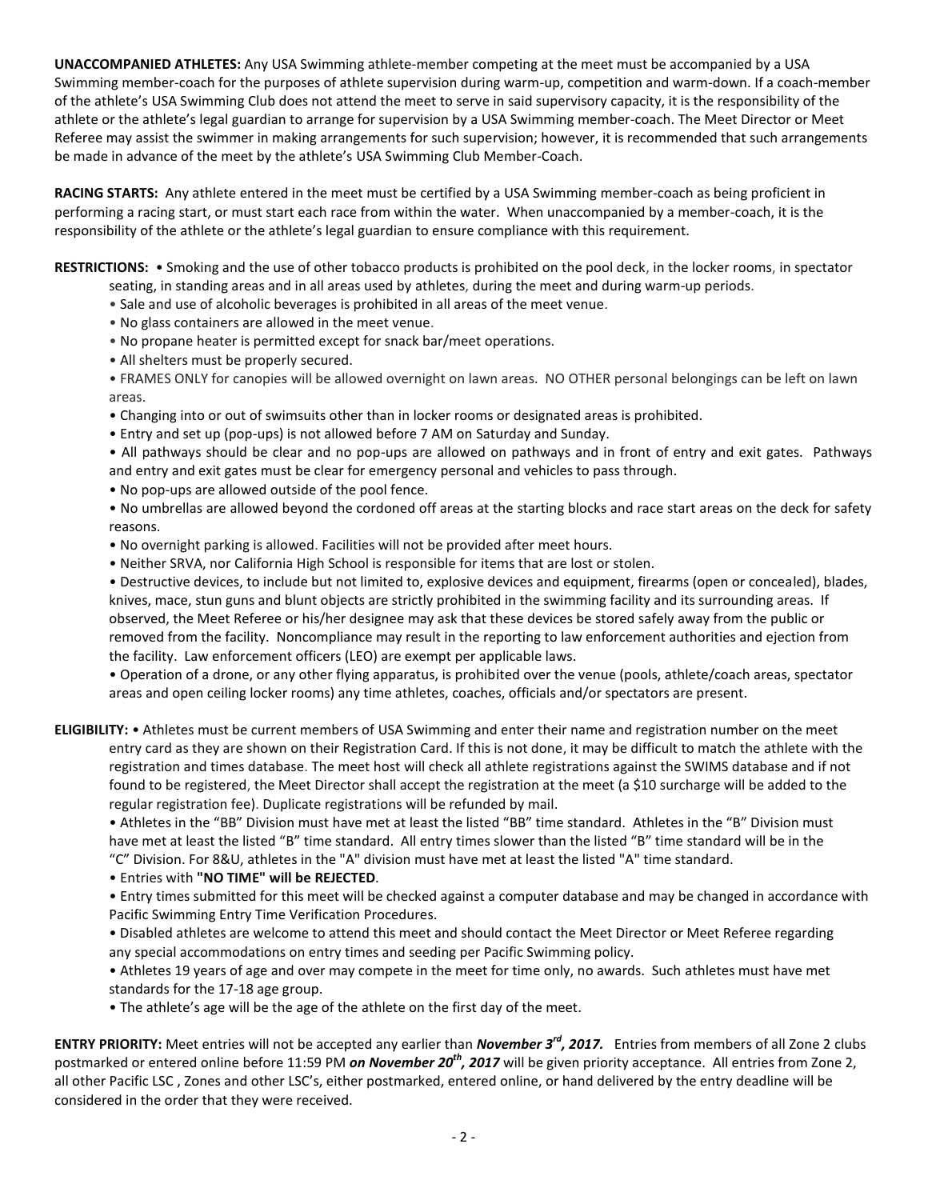**UNACCOMPANIED ATHLETES:** Any USA Swimming athlete-member competing at the meet must be accompanied by a USA Swimming member-coach for the purposes of athlete supervision during warm-up, competition and warm-down. If a coach-member of the athlete's USA Swimming Club does not attend the meet to serve in said supervisory capacity, it is the responsibility of the athlete or the athlete's legal guardian to arrange for supervision by a USA Swimming member-coach. The Meet Director or Meet Referee may assist the swimmer in making arrangements for such supervision; however, it is recommended that such arrangements be made in advance of the meet by the athlete's USA Swimming Club Member-Coach.

**RACING STARTS:** Any athlete entered in the meet must be certified by a USA Swimming member-coach as being proficient in performing a racing start, or must start each race from within the water. When unaccompanied by a member-coach, it is the responsibility of the athlete or the athlete's legal guardian to ensure compliance with this requirement.

**RESTRICTIONS:**

- Smoking and the use of other tobacco products is prohibited on the pool deck, in the locker rooms, in spectator seating, in standing areas and in all areas used by athletes, during the meet and during warm-up periods.
- Sale and use of alcoholic beverages is prohibited in all areas of the meet venue.
- No glass containers are allowed in the meet venue.
- No propane heater is permitted except for snack bar/meet operations.
- All shelters must be properly secured.
- FRAMES ONLY for canopies will be allowed overnight on lawn areas. NO OTHER personal belongings can be left on lawn areas.
- Changing into or out of swimsuits other than in locker rooms or designated areas is prohibited.
- Entry and set up (pop-ups) is not allowed before 7 AM on Saturday and Sunday.
- All pathways should be clear and no pop-ups are allowed on pathways and in front of entry and exit gates. Pathways and entry and exit gates must be clear for emergency personal and vehicles to pass through.
- No pop-ups are allowed outside of the pool fence.
- No umbrellas are allowed beyond the cordoned off areas at the starting blocks and race start areas on the deck for safety reasons.
- No overnight parking is allowed. Facilities will not be provided after meet hours.
- Neither SRVA, nor California High School is responsible for items that are lost or stolen.
- Destructive devices, to include but not limited to, explosive devices and equipment, firearms (open or concealed), blades, knives, mace, stun guns and blunt objects are strictly prohibited in the swimming facility and its surrounding areas. If observed, the Meet Referee or his/her designee may ask that these devices be stored safely away from the public or removed from the facility. Noncompliance may result in the reporting to law enforcement authorities and ejection from the facility. Law enforcement officers (LEO) are exempt per applicable laws.
- Operation of a drone, or any other flying apparatus, is prohibited over the venue (pools, athlete/coach areas, spectator areas and open ceiling locker rooms) any time athletes, coaches, officials and/or spectators are present.

**ELIGIBILITY:**

- Athletes must be current members of USA Swimming and enter their name and registration number on the meet entry card as they are shown on their Registration Card. If this is not done, it may be difficult to match the athlete with the registration and times database. The meet host will check all athlete registrations against the SWIMS database and if not found to be registered, the Meet Director shall accept the registration at the meet (a $10 surcharge will be added to the regular registration fee). Duplicate registrations will be refunded by mail.
- Athletes in the "BB" Division must have met at least the listed "BB" time standard. Athletes in the "B" Division must have met at least the listed "B" time standard. All entry times slower than the listed "B" time standard will be in the "C" Division. For 8&U, athletes in the "A" division must have met at least the listed "A" time standard.
- Entries with **"NO TIME" will be REJECTED**.
- Entry times submitted for this meet will be checked against a computer database and may be changed in accordance with Pacific Swimming Entry Time Verification Procedures.
- Disabled athletes are welcome to attend this meet and should contact the Meet Director or Meet Referee regarding any special accommodations on entry times and seeding per Pacific Swimming policy.
- Athletes 19 years of age and over may compete in the meet for time only, no awards. Such athletes must have met standards for the 17-18 age group.
- The athlete's age will be the age of the athlete on the first day of the meet.

**ENTRY PRIORITY:** Meet entries will not be accepted any earlier than ***November 3rd, 2017.*** Entries from members of all Zone 2 clubs postmarked or entered online before 11:59 PM ***on November 20th, 2017*** will be given priority acceptance. All entries from Zone 2, all other Pacific LSC , Zones and other LSC's, either postmarked, entered online, or hand delivered by the entry deadline will be considered in the order that they were received.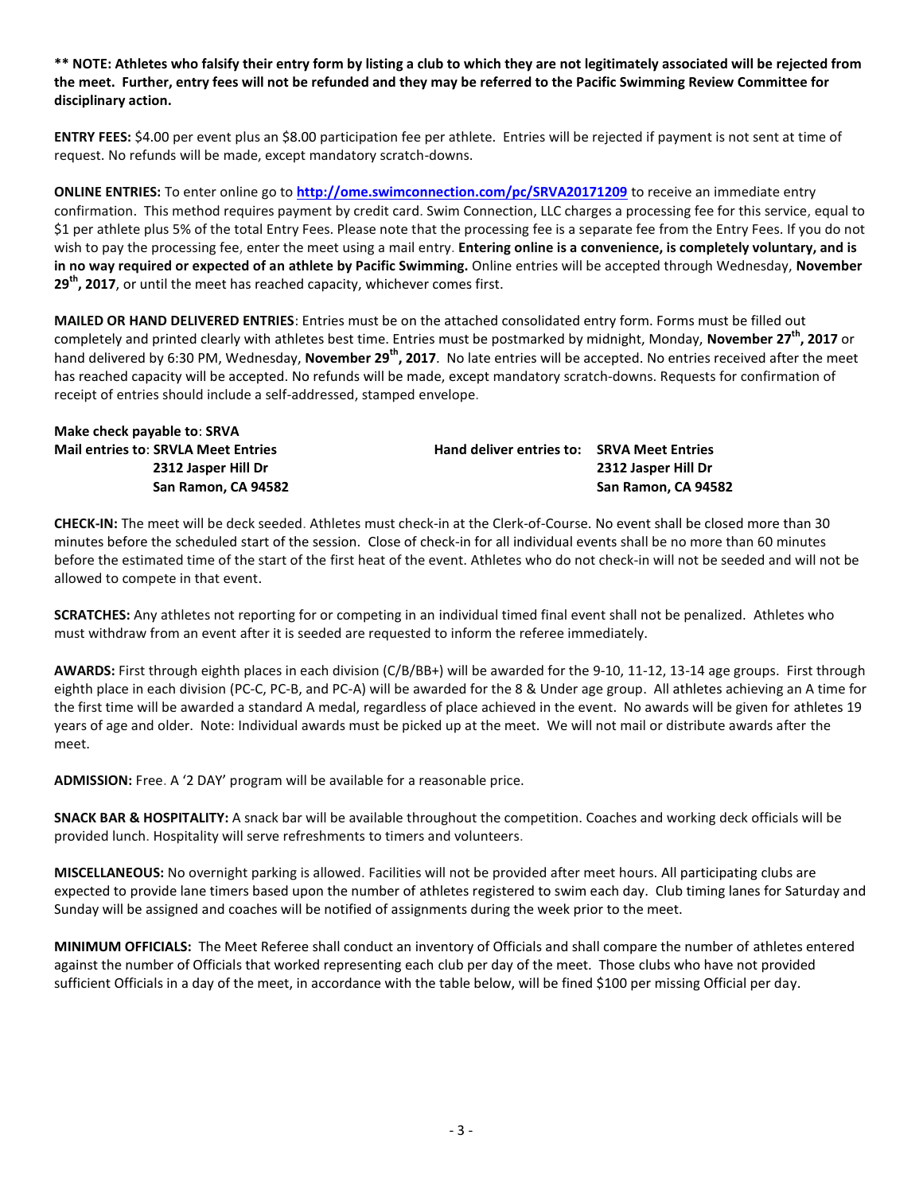**** NOTE: Athletes who falsify their entry form by listing a club to which they are not legitimately associated will be rejected from the meet. Further, entry fees will not be refunded and they may be referred to the Pacific Swimming Review Committee for disciplinary action.**

**ENTRY FEES:** $4.00 per event plus an $8.00 participation fee per athlete. Entries will be rejected if payment is not sent at time of request. No refunds will be made, except mandatory scratch-downs.

**ONLINE ENTRIES:** To enter online go to **http://ome.swimconnection.com/pc/SRVA20171209** to receive an immediate entry confirmation. This method requires payment by credit card. Swim Connection, LLC charges a processing fee for this service, equal to $1 per athlete plus 5% of the total Entry Fees. Please note that the processing fee is a separate fee from the Entry Fees. If you do not wish to pay the processing fee, enter the meet using a mail entry. **Entering online is a convenience, is completely voluntary, and is in no way required or expected of an athlete by Pacific Swimming.** Online entries will be accepted through Wednesday, **November 29th, 2017**, or until the meet has reached capacity, whichever comes first.

**MAILED OR HAND DELIVERED ENTRIES**: Entries must be on the attached consolidated entry form. Forms must be filled out completely and printed clearly with athletes best time. Entries must be postmarked by midnight, Monday, **November 27th, 2017** or hand delivered by 6:30 PM, Wednesday, **November 29th, 2017**. No late entries will be accepted. No entries received after the meet has reached capacity will be accepted. No refunds will be made, except mandatory scratch-downs. Requests for confirmation of receipt of entries should include a self-addressed, stamped envelope.

**Make check payable to**: **SRVA**

**Mail entries to**: **SRVLA Meet Entries**
**2312 Jasper Hill Dr**
**San Ramon, CA 94582**

**Hand deliver entries to: SRVA Meet Entries**
**2312 Jasper Hill Dr**
**San Ramon, CA 94582**

**CHECK-IN:** The meet will be deck seeded. Athletes must check-in at the Clerk-of-Course. No event shall be closed more than 30 minutes before the scheduled start of the session. Close of check-in for all individual events shall be no more than 60 minutes before the estimated time of the start of the first heat of the event. Athletes who do not check-in will not be seeded and will not be allowed to compete in that event.

**SCRATCHES:** Any athletes not reporting for or competing in an individual timed final event shall not be penalized. Athletes who must withdraw from an event after it is seeded are requested to inform the referee immediately.

**AWARDS:** First through eighth places in each division (C/B/BB+) will be awarded for the 9-10, 11-12, 13-14 age groups. First through eighth place in each division (PC-C, PC-B, and PC-A) will be awarded for the 8 & Under age group. All athletes achieving an A time for the first time will be awarded a standard A medal, regardless of place achieved in the event. No awards will be given for athletes 19 years of age and older. Note: Individual awards must be picked up at the meet. We will not mail or distribute awards after the meet.

**ADMISSION:** Free. A '2 DAY' program will be available for a reasonable price.

**SNACK BAR & HOSPITALITY:** A snack bar will be available throughout the competition. Coaches and working deck officials will be provided lunch. Hospitality will serve refreshments to timers and volunteers.

**MISCELLANEOUS:** No overnight parking is allowed. Facilities will not be provided after meet hours. All participating clubs are expected to provide lane timers based upon the number of athletes registered to swim each day. Club timing lanes for Saturday and Sunday will be assigned and coaches will be notified of assignments during the week prior to the meet.

**MINIMUM OFFICIALS:** The Meet Referee shall conduct an inventory of Officials and shall compare the number of athletes entered against the number of Officials that worked representing each club per day of the meet. Those clubs who have not provided sufficient Officials in a day of the meet, in accordance with the table below, will be fined $100 per missing Official per day.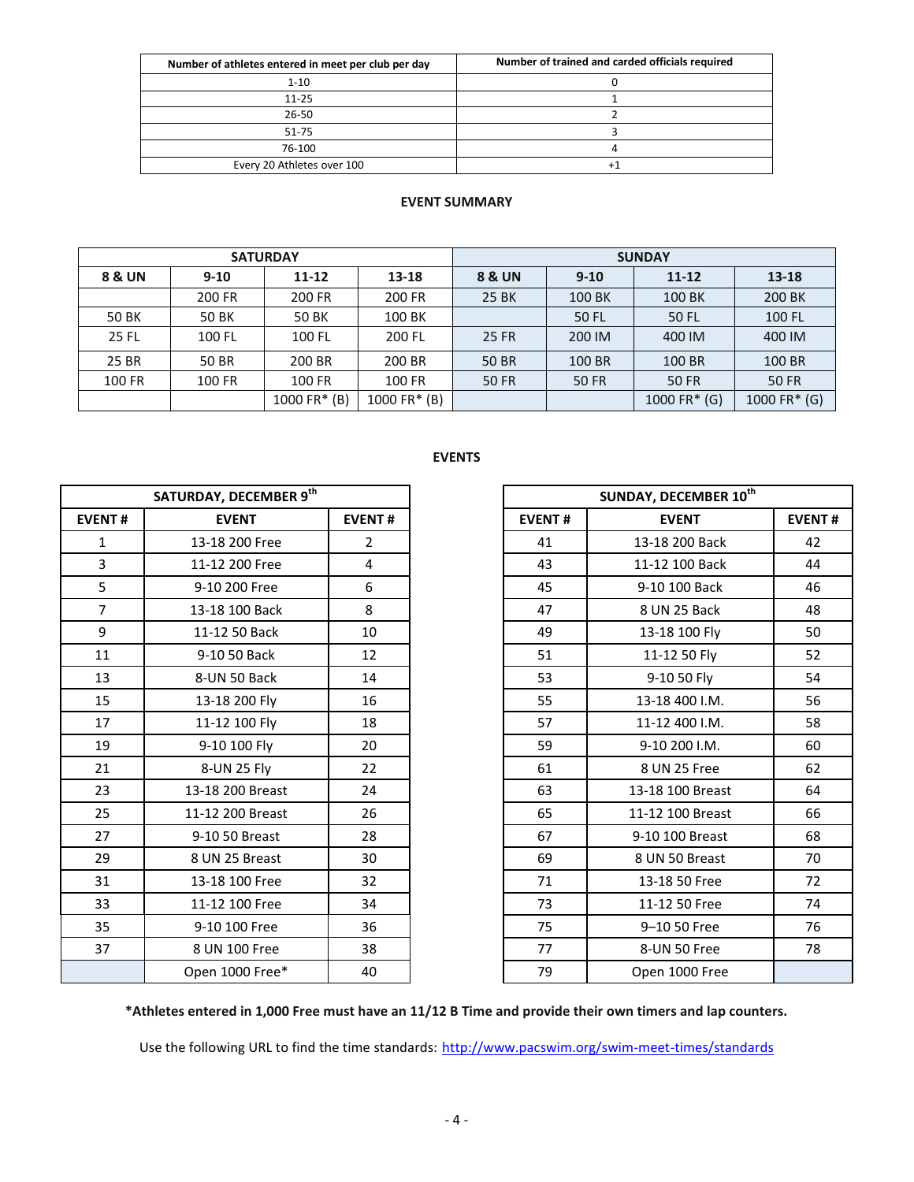| Number of athletes entered in meet per club per day | Number of trained and carded officials required |
|---|---|
| 1-10 | 0 |
| 11-25 | 1 |
| 26-50 | 2 |
| 51-75 | 3 |
| 76-100 | 4 |
| Every 20 Athletes over 100 | +1 |

## EVENT SUMMARY

| SATURDAY | | | | SUNDAY | | | |
|---|---|---|---|---|---|---|---|
| **8 & UN** | **9-10** | **11-12** | **13-18** | **8 & UN** | **9-10** | **11-12** | **13-18** |
| | 200 FR | 200 FR | 200 FR | 25 BK | 100 BK | 100 BK | 200 BK |
| 50 BK | 50 BK | 50 BK | 100 BK | | 50 FL | 50 FL | 100 FL |
| 25 FL | 100 FL | 100 FL | 200 FL | 25 FR | 200 IM | 400 IM | 400 IM |
| 25 BR | 50 BR | 200 BR | 200 BR | 50 BR | 100 BR | 100 BR | 100 BR |
| 100 FR | 100 FR | 100 FR | 100 FR | 50 FR | 50 FR | 50 FR | 50 FR |
| | | 1000 FR* (B) | 1000 FR* (B) | | | 1000 FR* (G) | 1000 FR* (G) |

## EVENTS

| SATURDAY, DECEMBER 9th | | |
|---|---|---|
| **EVENT #** | **EVENT** | **EVENT #** |
| 1 | 13-18 200 Free | 2 |
| 3 | 11-12 200 Free | 4 |
| 5 | 9-10 200 Free | 6 |
| 7 | 13-18 100 Back | 8 |
| 9 | 11-12 50 Back | 10 |
| 11 | 9-10 50 Back | 12 |
| 13 | 8-UN 50 Back | 14 |
| 15 | 13-18 200 Fly | 16 |
| 17 | 11-12 100 Fly | 18 |
| 19 | 9-10 100 Fly | 20 |
| 21 | 8-UN 25 Fly | 22 |
| 23 | 13-18 200 Breast | 24 |
| 25 | 11-12 200 Breast | 26 |
| 27 | 9-10 50 Breast | 28 |
| 29 | 8 UN 25 Breast | 30 |
| 31 | 13-18 100 Free | 32 |
| 33 | 11-12 100 Free | 34 |
| 35 | 9-10 100 Free | 36 |
| 37 | 8 UN 100 Free | 38 |
| | Open 1000 Free* | 40 |

| SUNDAY, DECEMBER 10th | | |
|---|---|---|
| **EVENT #** | **EVENT** | **EVENT #** |
| 41 | 13-18 200 Back | 42 |
| 43 | 11-12 100 Back | 44 |
| 45 | 9-10 100 Back | 46 |
| 47 | 8 UN 25 Back | 48 |
| 49 | 13-18 100 Fly | 50 |
| 51 | 11-12 50 Fly | 52 |
| 53 | 9-10 50 Fly | 54 |
| 55 | 13-18 400 I.M. | 56 |
| 57 | 11-12 400 I.M. | 58 |
| 59 | 9-10 200 I.M. | 60 |
| 61 | 8 UN 25 Free | 62 |
| 63 | 13-18 100 Breast | 64 |
| 65 | 11-12 100 Breast | 66 |
| 67 | 9-10 100 Breast | 68 |
| 69 | 8 UN 50 Breast | 70 |
| 71 | 13-18 50 Free | 72 |
| 73 | 11-12 50 Free | 74 |
| 75 | 9–10 50 Free | 76 |
| 77 | 8-UN 50 Free | 78 |
| 79 | Open 1000 Free | |

**\*Athletes entered in 1,000 Free must have an 11/12 B Time and provide their own timers and lap counters.**

Use the following URL to find the time standards: http://www.pacswim.org/swim-meet-times/standards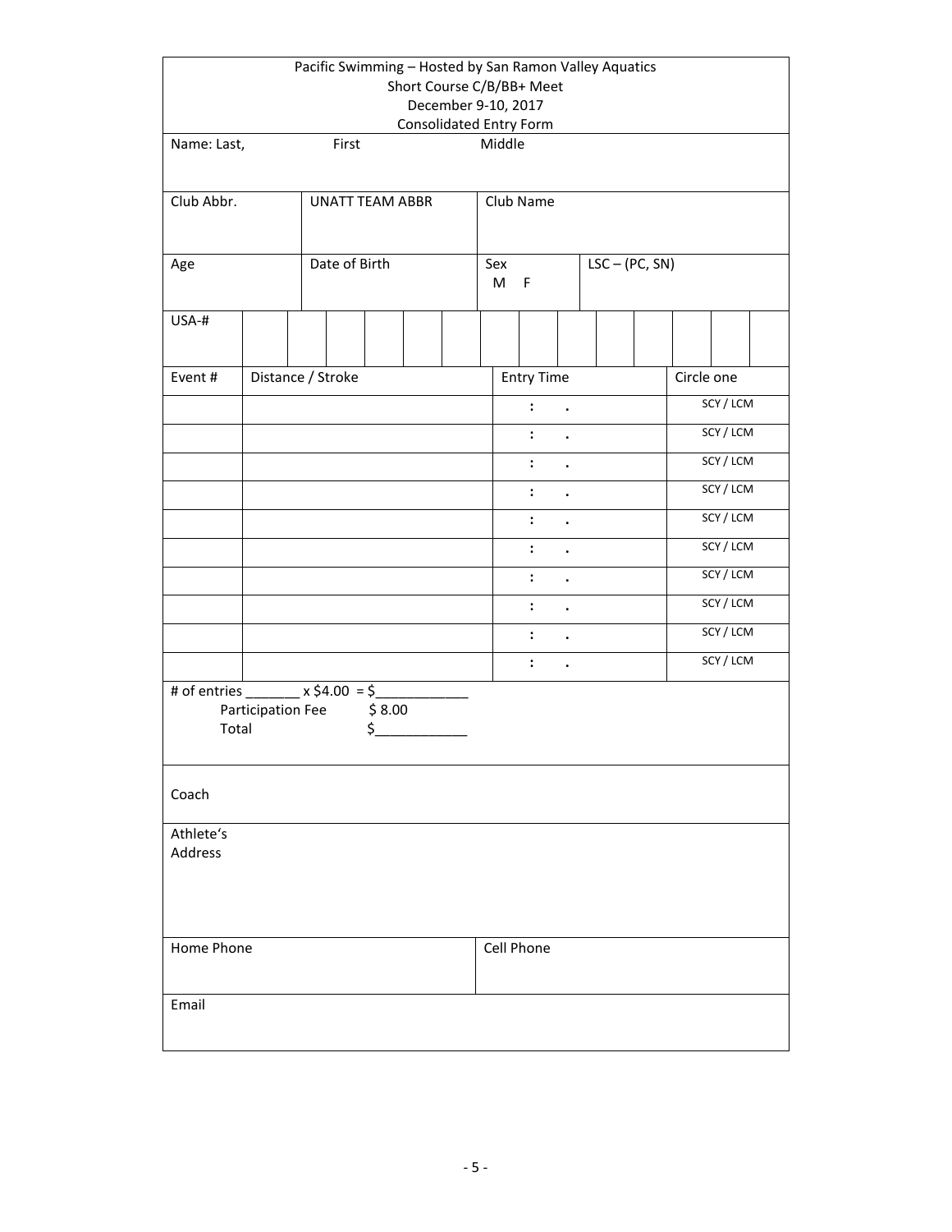Pacific Swimming – Hosted by San Ramon Valley Aquatics
Short Course C/B/BB+ Meet
December 9-10, 2017
Consolidated Entry Form

| | | | |
|---|---|---|---|
| Name: Last, | First | Middle | |
| Club Abbr. | UNATT TEAM ABBR | Club Name | |
| Age | Date of Birth | Sex M F | LSC – (PC, SN) |
| USA-# | | | |

| Event # | Distance / Stroke | Entry Time | Circle one |
|---|---|---|---|
| | | : . | SCY / LCM |
| | | : . | SCY / LCM |
| | | : . | SCY / LCM |
| | | : . | SCY / LCM |
| | | : . | SCY / LCM |
| | | : . | SCY / LCM |
| | | : . | SCY / LCM |
| | | : . | SCY / LCM |
| | | : . | SCY / LCM |
| | | : . | SCY / LCM |

# of entries _______ x $4.00 = $____________
Participation Fee $ 8.00
Total $____________

Coach

Athlete's Address

| | |
|---|---|
| Home Phone | Cell Phone |

Email